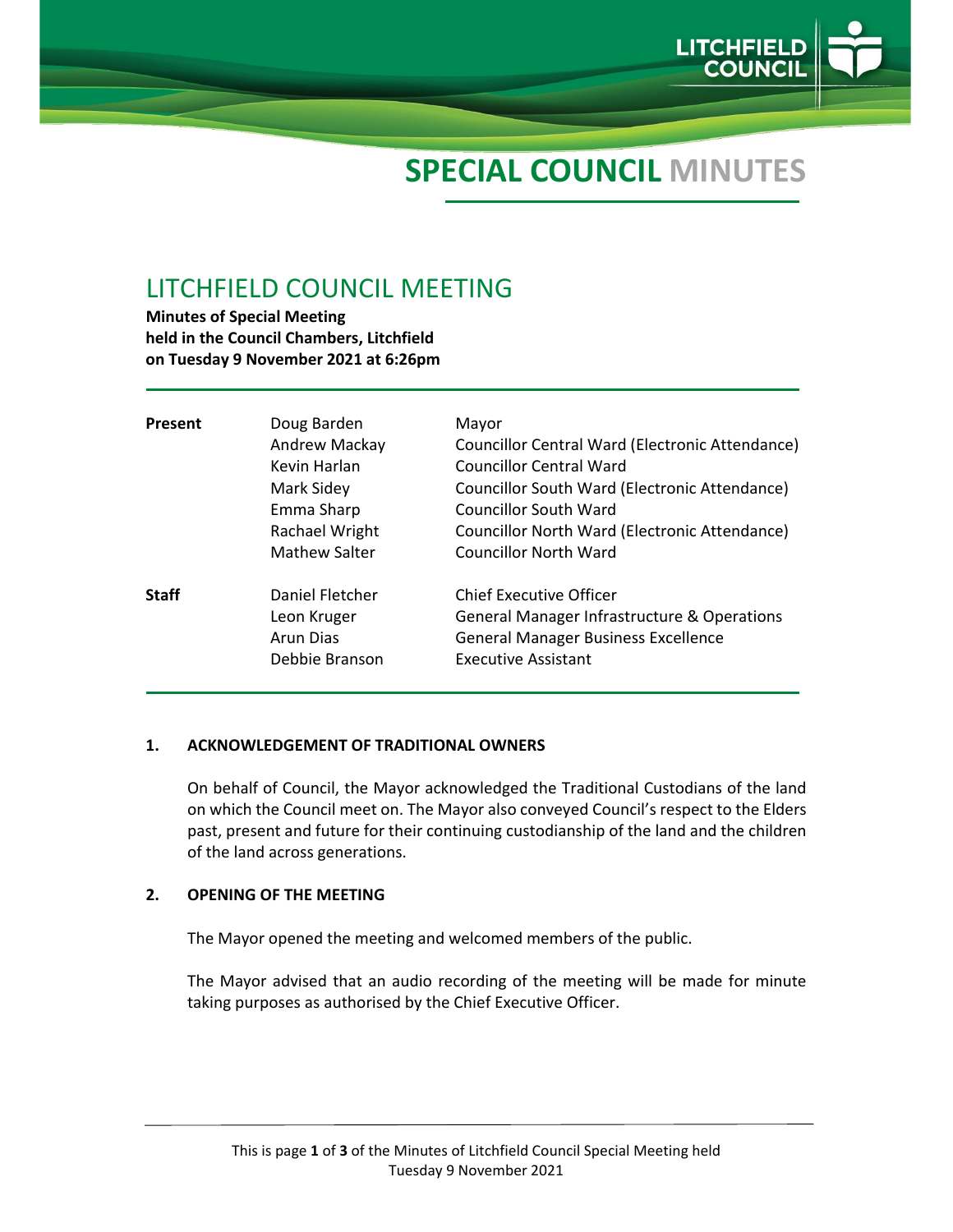# SPECIAL COUNCIL MINUTES

## LITCHFIELD COUNCIL MEETING

**Minutes of Special Meeting**
**held in the Council Chambers, Litchfield**
**on Tuesday 9 November 2021 at 6:26pm**

| | | |
|---|---|---|
| **Present** | Doug Barden | Mayor |
| | Andrew Mackay | Councillor Central Ward (Electronic Attendance) |
| | Kevin Harlan | Councillor Central Ward |
| | Mark Sidey | Councillor South Ward (Electronic Attendance) |
| | Emma Sharp | Councillor South Ward |
| | Rachael Wright | Councillor North Ward (Electronic Attendance) |
| | Mathew Salter | Councillor North Ward |
| **Staff** | Daniel Fletcher | Chief Executive Officer |
| | Leon Kruger | General Manager Infrastructure & Operations |
| | Arun Dias | General Manager Business Excellence |
| | Debbie Branson | Executive Assistant |

### 1. ACKNOWLEDGEMENT OF TRADITIONAL OWNERS

On behalf of Council, the Mayor acknowledged the Traditional Custodians of the land on which the Council meet on. The Mayor also conveyed Council's respect to the Elders past, present and future for their continuing custodianship of the land and the children of the land across generations.

### 2. OPENING OF THE MEETING

The Mayor opened the meeting and welcomed members of the public.

The Mayor advised that an audio recording of the meeting will be made for minute taking purposes as authorised by the Chief Executive Officer.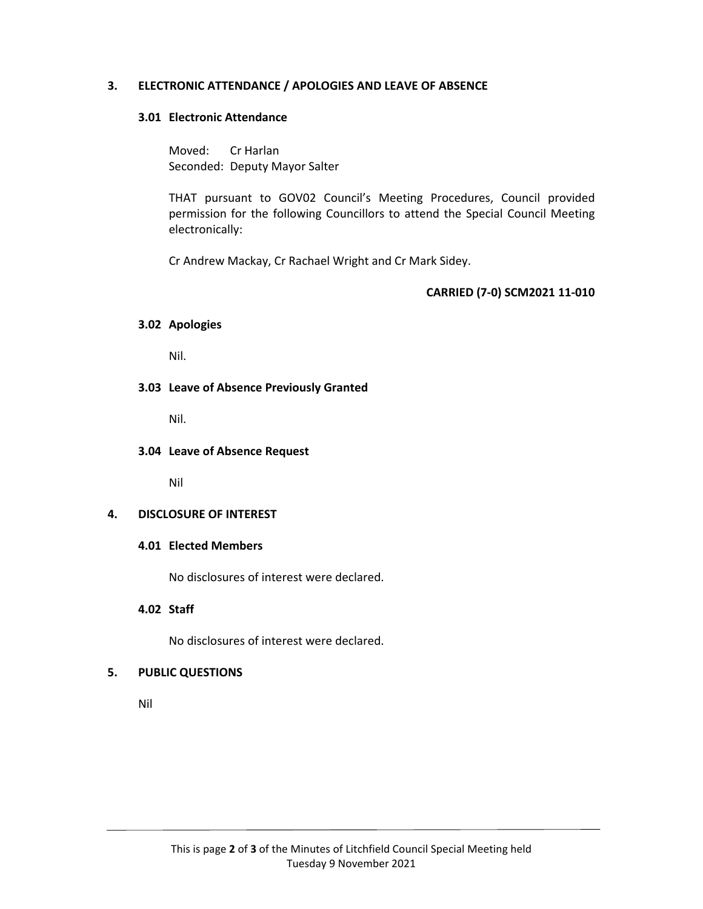## 3. ELECTRONIC ATTENDANCE / APOLOGIES AND LEAVE OF ABSENCE

### 3.01 Electronic Attendance

Moved: Cr Harlan
Seconded: Deputy Mayor Salter

THAT pursuant to GOV02 Council's Meeting Procedures, Council provided permission for the following Councillors to attend the Special Council Meeting electronically:

Cr Andrew Mackay, Cr Rachael Wright and Cr Mark Sidey.

**CARRIED (7-0) SCM2021 11-010**

### 3.02 Apologies

Nil.

### 3.03 Leave of Absence Previously Granted

Nil.

### 3.04 Leave of Absence Request

Nil

## 4. DISCLOSURE OF INTEREST

### 4.01 Elected Members

No disclosures of interest were declared.

### 4.02 Staff

No disclosures of interest were declared.

## 5. PUBLIC QUESTIONS

Nil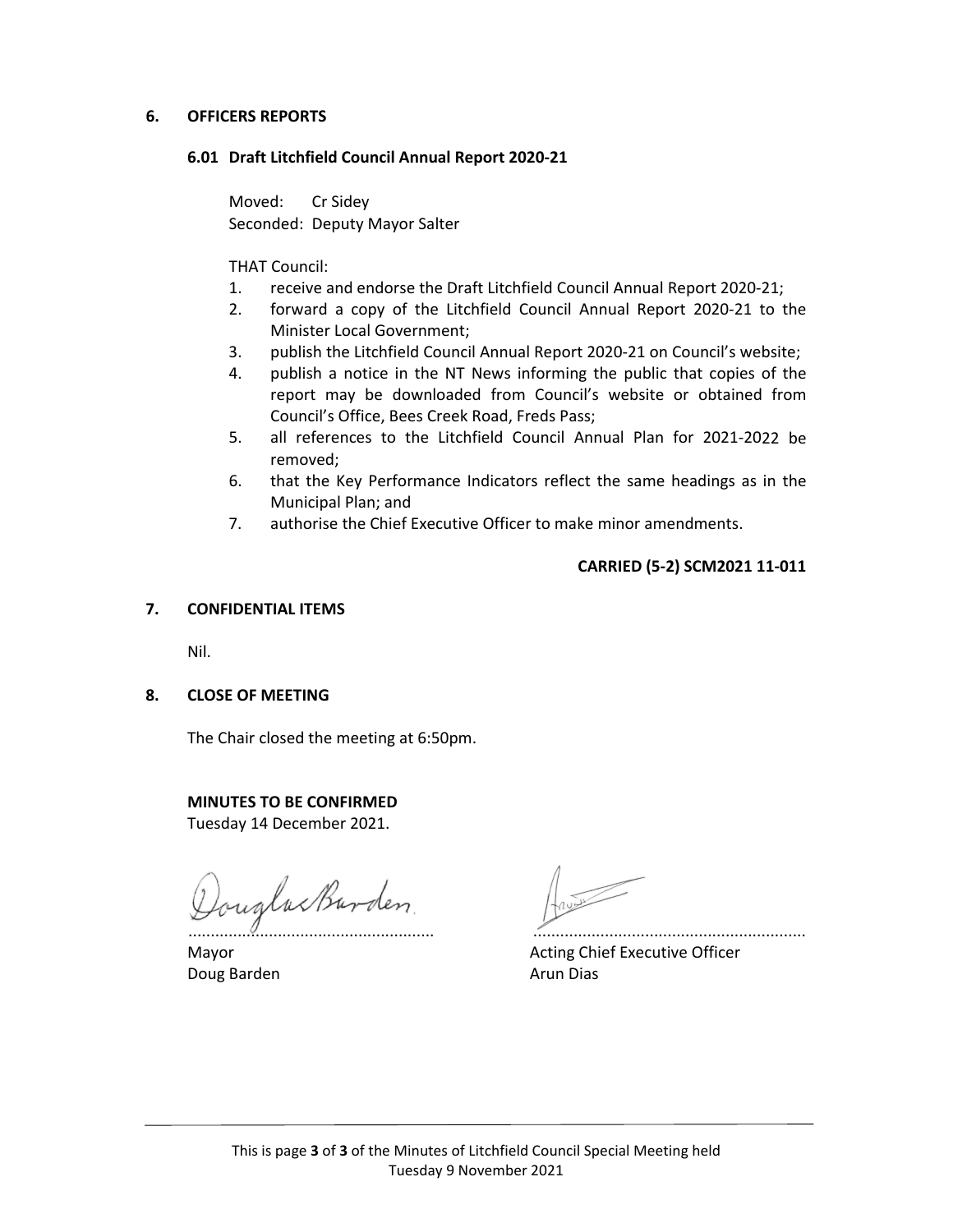## 6. OFFICERS REPORTS

### 6.01 Draft Litchfield Council Annual Report 2020-21

Moved: Cr Sidey
Seconded: Deputy Mayor Salter

THAT Council:

1. receive and endorse the Draft Litchfield Council Annual Report 2020-21;
2. forward a copy of the Litchfield Council Annual Report 2020-21 to the Minister Local Government;
3. publish the Litchfield Council Annual Report 2020-21 on Council's website;
4. publish a notice in the NT News informing the public that copies of the report may be downloaded from Council's website or obtained from Council's Office, Bees Creek Road, Freds Pass;
5. all references to the Litchfield Council Annual Plan for 2021-2022 be removed;
6. that the Key Performance Indicators reflect the same headings as in the Municipal Plan; and
7. authorise the Chief Executive Officer to make minor amendments.

**CARRIED (5-2) SCM2021 11-011**

## 7. CONFIDENTIAL ITEMS

Nil.

## 8. CLOSE OF MEETING

The Chair closed the meeting at 6:50pm.

**MINUTES TO BE CONFIRMED**
Tuesday 14 December 2021.

...................................................... ............................................................

Mayor
Doug Barden

Acting Chief Executive Officer
Arun Dias